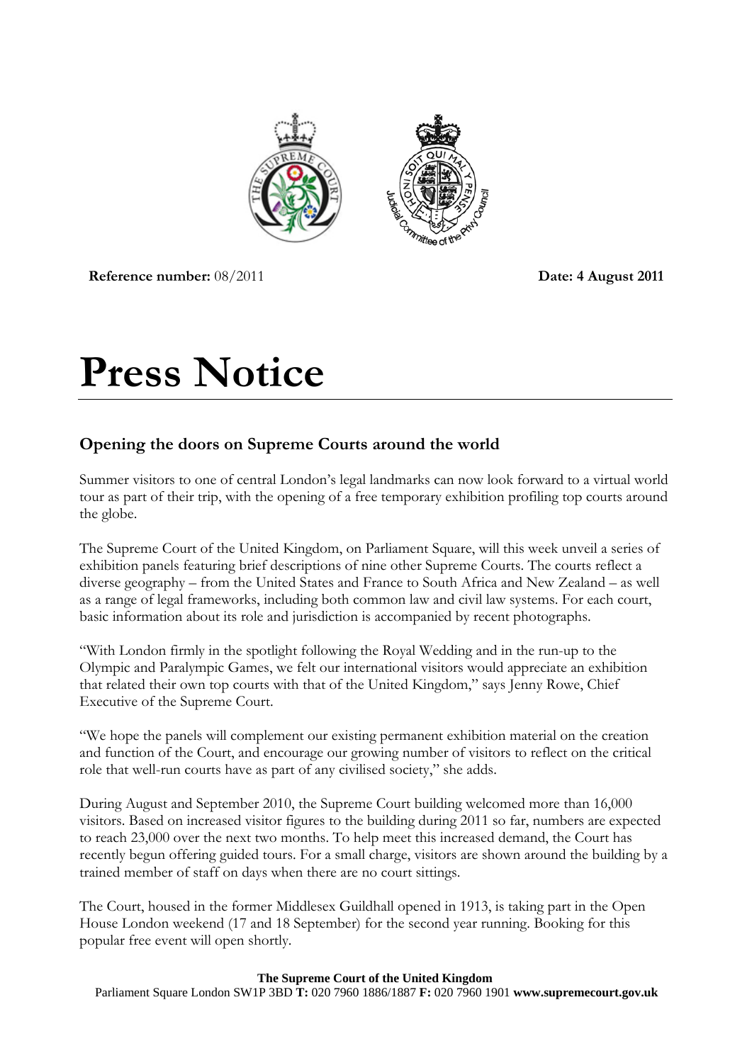**Reference number:** 08/2011 **Date: 4 August 2011**

# Press Notice

## Opening the doors on Supreme Courts around the world

Summer visitors to one of central London's legal landmarks can now look forward to a virtual world tour as part of their trip, with the opening of a free temporary exhibition profiling top courts around the globe.

The Supreme Court of the United Kingdom, on Parliament Square, will this week unveil a series of exhibition panels featuring brief descriptions of nine other Supreme Courts. The courts reflect a diverse geography – from the United States and France to South Africa and New Zealand – as well as a range of legal frameworks, including both common law and civil law systems. For each court, basic information about its role and jurisdiction is accompanied by recent photographs.

"With London firmly in the spotlight following the Royal Wedding and in the run-up to the Olympic and Paralympic Games, we felt our international visitors would appreciate an exhibition that related their own top courts with that of the United Kingdom," says Jenny Rowe, Chief Executive of the Supreme Court.

"We hope the panels will complement our existing permanent exhibition material on the creation and function of the Court, and encourage our growing number of visitors to reflect on the critical role that well-run courts have as part of any civilised society," she adds.

During August and September 2010, the Supreme Court building welcomed more than 16,000 visitors. Based on increased visitor figures to the building during 2011 so far, numbers are expected to reach 23,000 over the next two months. To help meet this increased demand, the Court has recently begun offering guided tours. For a small charge, visitors are shown around the building by a trained member of staff on days when there are no court sittings.

The Court, housed in the former Middlesex Guildhall opened in 1913, is taking part in the Open House London weekend (17 and 18 September) for the second year running. Booking for this popular free event will open shortly.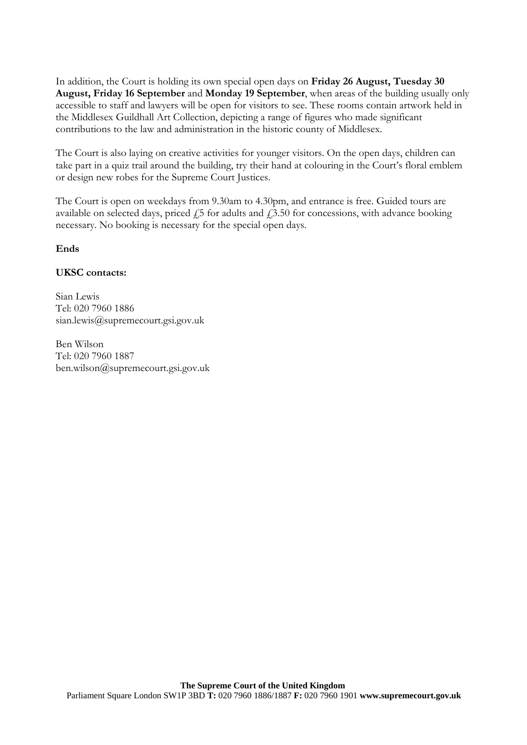In addition, the Court is holding its own special open days on **Friday 26 August, Tuesday 30 August, Friday 16 September** and **Monday 19 September**, when areas of the building usually only accessible to staff and lawyers will be open for visitors to see. These rooms contain artwork held in the Middlesex Guildhall Art Collection, depicting a range of figures who made significant contributions to the law and administration in the historic county of Middlesex.

The Court is also laying on creative activities for younger visitors. On the open days, children can take part in a quiz trail around the building, try their hand at colouring in the Court's floral emblem or design new robes for the Supreme Court Justices.

The Court is open on weekdays from 9.30am to 4.30pm, and entrance is free. Guided tours are available on selected days, priced £5 for adults and £3.50 for concessions, with advance booking necessary. No booking is necessary for the special open days.

**Ends**

**UKSC contacts:**

Sian Lewis
Tel: 020 7960 1886
sian.lewis@supremecourt.gsi.gov.uk

Ben Wilson
Tel: 020 7960 1887
ben.wilson@supremecourt.gsi.gov.uk

**The Supreme Court of the United Kingdom**
Parliament Square London SW1P 3BD **T:** 020 7960 1886/1887 **F:** 020 7960 1901 **www.supremecourt.gov.uk**